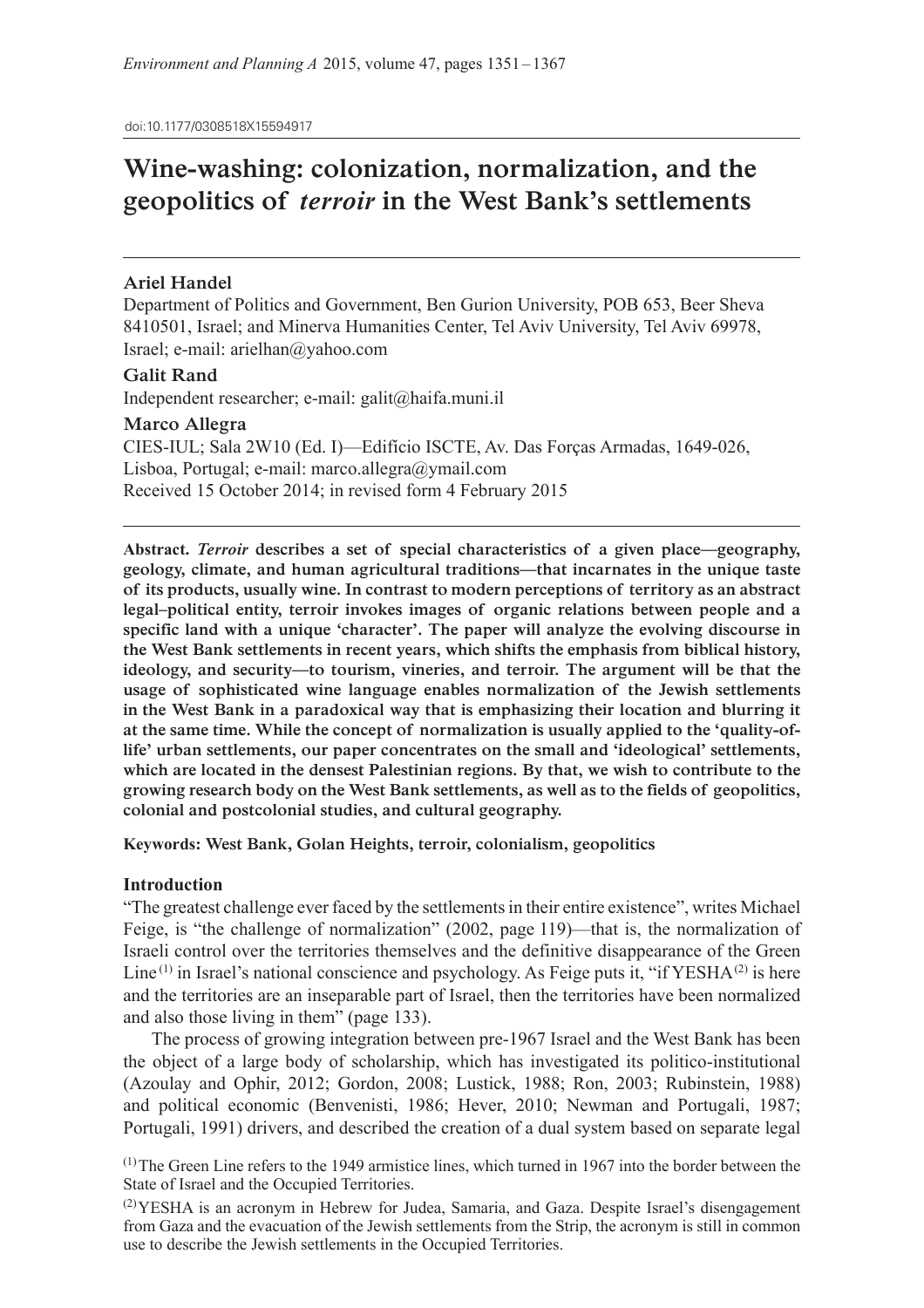doi:10.1177/0308518X15594917

# Wine-washing: colonization, normalization, and the geopolitics of *terroir* in the West Bank's settlements

**Ariel Handel**
Department of Politics and Government, Ben Gurion University, POB 653, Beer Sheva 8410501, Israel; and Minerva Humanities Center, Tel Aviv University, Tel Aviv 69978, Israel; e-mail: arielhan@yahoo.com

**Galit Rand**
Independent researcher; e-mail: galit@haifa.muni.il

**Marco Allegra**
CIES-IUL; Sala 2W10 (Ed. I)—Edifício ISCTE, Av. Das Forças Armadas, 1649-026, Lisboa, Portugal; e-mail: marco.allegra@gmail.com
Received 15 October 2014; in revised form 4 February 2015

**Abstract.** ***Terroir* describes a set of special characteristics of a given place—geography, geology, climate, and human agricultural traditions—that incarnates in the unique taste of its products, usually wine. In contrast to modern perceptions of territory as an abstract legal–political entity, terroir invokes images of organic relations between people and a specific land with a unique 'character'. The paper will analyze the evolving discourse in the West Bank settlements in recent years, which shifts the emphasis from biblical history, ideology, and security—to tourism, vineries, and terroir. The argument will be that the usage of sophisticated wine language enables normalization of the Jewish settlements in the West Bank in a paradoxical way that is emphasizing their location and blurring it at the same time. While the concept of normalization is usually applied to the 'quality-of-life' urban settlements, our paper concentrates on the small and 'ideological' settlements, which are located in the densest Palestinian regions. By that, we wish to contribute to the growing research body on the West Bank settlements, as well as to the fields of geopolitics, colonial and postcolonial studies, and cultural geography.**

**Keywords: West Bank, Golan Heights, terroir, colonialism, geopolitics**

## Introduction

"The greatest challenge ever faced by the settlements in their entire existence", writes Michael Feige, is "the challenge of normalization" (2002, page 119)—that is, the normalization of Israeli control over the territories themselves and the definitive disappearance of the Green Line [1] in Israel's national conscience and psychology. As Feige puts it, "if YESHA [2] is here and the territories are an inseparable part of Israel, then the territories have been normalized and also those living in them" (page 133).

The process of growing integration between pre-1967 Israel and the West Bank has been the object of a large body of scholarship, which has investigated its politico-institutional (Azoulay and Ophir, 2012; Gordon, 2008; Lustick, 1988; Ron, 2003; Rubinstein, 1988) and political economic (Benvenisti, 1986; Hever, 2010; Newman and Portugali, 1987; Portugali, 1991) drivers, and described the creation of a dual system based on separate legal

[1] The Green Line refers to the 1949 armistice lines, which turned in 1967 into the border between the State of Israel and the Occupied Territories.

[2] YESHA is an acronym in Hebrew for Judea, Samaria, and Gaza. Despite Israel's disengagement from Gaza and the evacuation of the Jewish settlements from the Strip, the acronym is still in common use to describe the Jewish settlements in the Occupied Territories.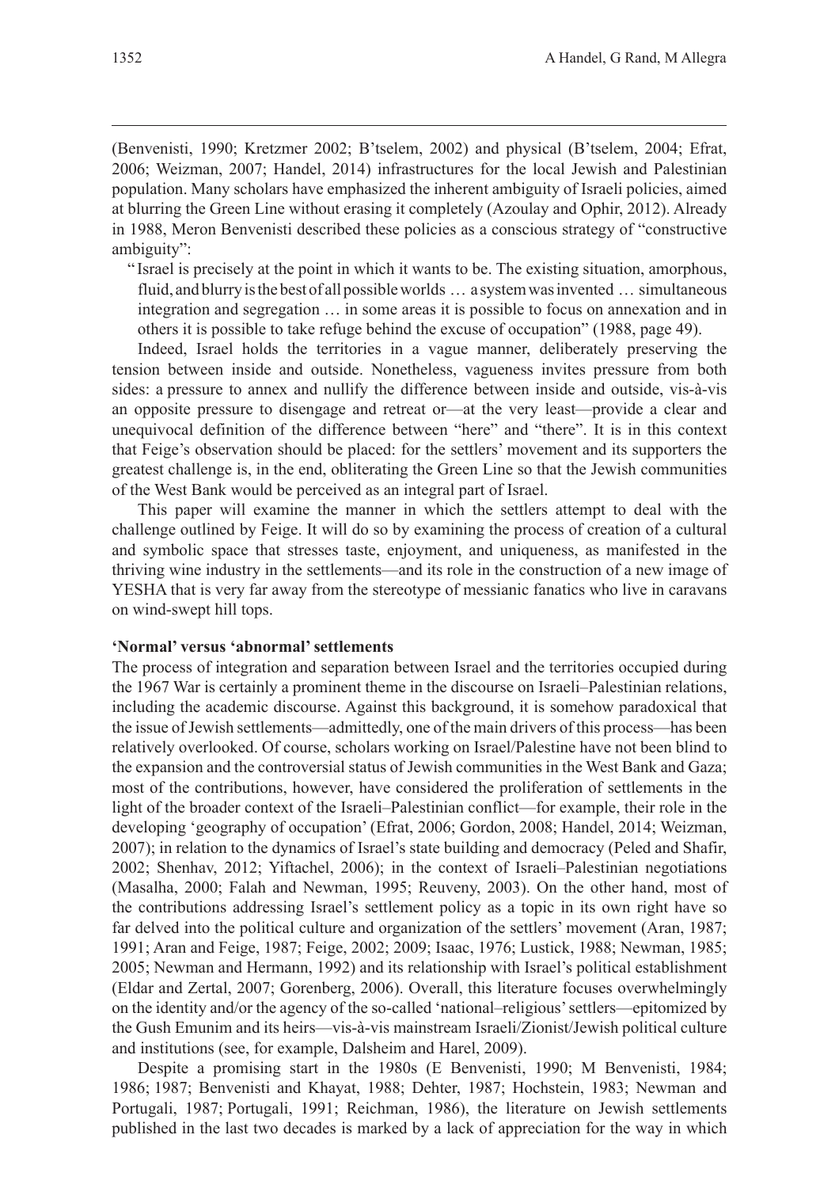(Benvenisti, 1990; Kretzmer 2002; B'tselem, 2002) and physical (B'tselem, 2004; Efrat, 2006; Weizman, 2007; Handel, 2014) infrastructures for the local Jewish and Palestinian population. Many scholars have emphasized the inherent ambiguity of Israeli policies, aimed at blurring the Green Line without erasing it completely (Azoulay and Ophir, 2012). Already in 1988, Meron Benvenisti described these policies as a conscious strategy of "constructive ambiguity":

> "Israel is precisely at the point in which it wants to be. The existing situation, amorphous, fluid, and blurry is the best of all possible worlds … a system was invented … simultaneous integration and segregation … in some areas it is possible to focus on annexation and in others it is possible to take refuge behind the excuse of occupation" (1988, page 49).

Indeed, Israel holds the territories in a vague manner, deliberately preserving the tension between inside and outside. Nonetheless, vagueness invites pressure from both sides: a pressure to annex and nullify the difference between inside and outside, vis-à-vis an opposite pressure to disengage and retreat or—at the very least—provide a clear and unequivocal definition of the difference between "here" and "there". It is in this context that Feige's observation should be placed: for the settlers' movement and its supporters the greatest challenge is, in the end, obliterating the Green Line so that the Jewish communities of the West Bank would be perceived as an integral part of Israel.

This paper will examine the manner in which the settlers attempt to deal with the challenge outlined by Feige. It will do so by examining the process of creation of a cultural and symbolic space that stresses taste, enjoyment, and uniqueness, as manifested in the thriving wine industry in the settlements—and its role in the construction of a new image of YESHA that is very far away from the stereotype of messianic fanatics who live in caravans on wind-swept hill tops.

## 'Normal' versus 'abnormal' settlements

The process of integration and separation between Israel and the territories occupied during the 1967 War is certainly a prominent theme in the discourse on Israeli–Palestinian relations, including the academic discourse. Against this background, it is somehow paradoxical that the issue of Jewish settlements—admittedly, one of the main drivers of this process—has been relatively overlooked. Of course, scholars working on Israel/Palestine have not been blind to the expansion and the controversial status of Jewish communities in the West Bank and Gaza; most of the contributions, however, have considered the proliferation of settlements in the light of the broader context of the Israeli–Palestinian conflict—for example, their role in the developing 'geography of occupation' (Efrat, 2006; Gordon, 2008; Handel, 2014; Weizman, 2007); in relation to the dynamics of Israel's state building and democracy (Peled and Shafir, 2002; Shenhav, 2012; Yiftachel, 2006); in the context of Israeli–Palestinian negotiations (Masalha, 2000; Falah and Newman, 1995; Reuveny, 2003). On the other hand, most of the contributions addressing Israel's settlement policy as a topic in its own right have so far delved into the political culture and organization of the settlers' movement (Aran, 1987; 1991; Aran and Feige, 1987; Feige, 2002; 2009; Isaac, 1976; Lustick, 1988; Newman, 1985; 2005; Newman and Hermann, 1992) and its relationship with Israel's political establishment (Eldar and Zertal, 2007; Gorenberg, 2006). Overall, this literature focuses overwhelmingly on the identity and/or the agency of the so-called 'national–religious' settlers—epitomized by the Gush Emunim and its heirs—vis-à-vis mainstream Israeli/Zionist/Jewish political culture and institutions (see, for example, Dalsheim and Harel, 2009).

Despite a promising start in the 1980s (E Benvenisti, 1990; M Benvenisti, 1984; 1986; 1987; Benvenisti and Khayat, 1988; Dehter, 1987; Hochstein, 1983; Newman and Portugali, 1987; Portugali, 1991; Reichman, 1986), the literature on Jewish settlements published in the last two decades is marked by a lack of appreciation for the way in which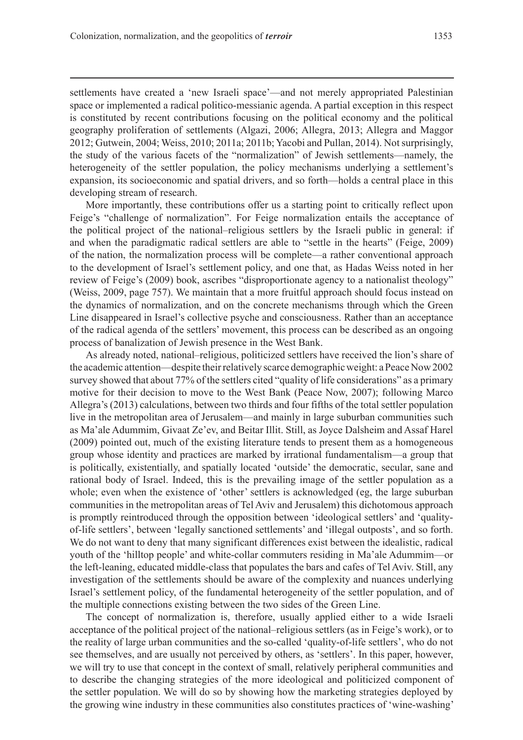settlements have created a 'new Israeli space'—and not merely appropriated Palestinian space or implemented a radical politico-messianic agenda. A partial exception in this respect is constituted by recent contributions focusing on the political economy and the political geography proliferation of settlements (Algazi, 2006; Allegra, 2013; Allegra and Maggor 2012; Gutwein, 2004; Weiss, 2010; 2011a; 2011b; Yacobi and Pullan, 2014). Not surprisingly, the study of the various facets of the "normalization" of Jewish settlements—namely, the heterogeneity of the settler population, the policy mechanisms underlying a settlement's expansion, its socioeconomic and spatial drivers, and so forth—holds a central place in this developing stream of research.

More importantly, these contributions offer us a starting point to critically reflect upon Feige's "challenge of normalization". For Feige normalization entails the acceptance of the political project of the national–religious settlers by the Israeli public in general: if and when the paradigmatic radical settlers are able to "settle in the hearts" (Feige, 2009) of the nation, the normalization process will be complete—a rather conventional approach to the development of Israel's settlement policy, and one that, as Hadas Weiss noted in her review of Feige's (2009) book, ascribes "disproportionate agency to a nationalist theology" (Weiss, 2009, page 757). We maintain that a more fruitful approach should focus instead on the dynamics of normalization, and on the concrete mechanisms through which the Green Line disappeared in Israel's collective psyche and consciousness. Rather than an acceptance of the radical agenda of the settlers' movement, this process can be described as an ongoing process of banalization of Jewish presence in the West Bank.

As already noted, national–religious, politicized settlers have received the lion's share of the academic attention—despite their relatively scarce demographic weight: a Peace Now 2002 survey showed that about 77% of the settlers cited "quality of life considerations" as a primary motive for their decision to move to the West Bank (Peace Now, 2007); following Marco Allegra's (2013) calculations, between two thirds and four fifths of the total settler population live in the metropolitan area of Jerusalem—and mainly in large suburban communities such as Ma'ale Adummim, Givaat Ze'ev, and Beitar Illit. Still, as Joyce Dalsheim and Assaf Harel (2009) pointed out, much of the existing literature tends to present them as a homogeneous group whose identity and practices are marked by irrational fundamentalism—a group that is politically, existentially, and spatially located 'outside' the democratic, secular, sane and rational body of Israel. Indeed, this is the prevailing image of the settler population as a whole; even when the existence of 'other' settlers is acknowledged (eg, the large suburban communities in the metropolitan areas of Tel Aviv and Jerusalem) this dichotomous approach is promptly reintroduced through the opposition between 'ideological settlers' and 'quality-of-life settlers', between 'legally sanctioned settlements' and 'illegal outposts', and so forth. We do not want to deny that many significant differences exist between the idealistic, radical youth of the 'hilltop people' and white-collar commuters residing in Ma'ale Adummim—or the left-leaning, educated middle-class that populates the bars and cafes of Tel Aviv. Still, any investigation of the settlements should be aware of the complexity and nuances underlying Israel's settlement policy, of the fundamental heterogeneity of the settler population, and of the multiple connections existing between the two sides of the Green Line.

The concept of normalization is, therefore, usually applied either to a wide Israeli acceptance of the political project of the national–religious settlers (as in Feige's work), or to the reality of large urban communities and the so-called 'quality-of-life settlers', who do not see themselves, and are usually not perceived by others, as 'settlers'. In this paper, however, we will try to use that concept in the context of small, relatively peripheral communities and to describe the changing strategies of the more ideological and politicized component of the settler population. We will do so by showing how the marketing strategies deployed by the growing wine industry in these communities also constitutes practices of 'wine-washing'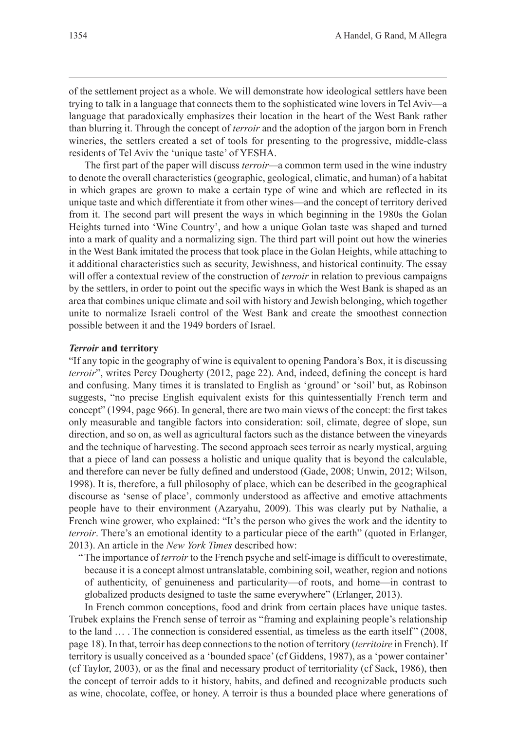of the settlement project as a whole. We will demonstrate how ideological settlers have been trying to talk in a language that connects them to the sophisticated wine lovers in Tel Aviv—a language that paradoxically emphasizes their location in the heart of the West Bank rather than blurring it. Through the concept of *terroir* and the adoption of the jargon born in French wineries, the settlers created a set of tools for presenting to the progressive, middle-class residents of Tel Aviv the 'unique taste' of YESHA.

The first part of the paper will discuss *terroir*—a common term used in the wine industry to denote the overall characteristics (geographic, geological, climatic, and human) of a habitat in which grapes are grown to make a certain type of wine and which are reflected in its unique taste and which differentiate it from other wines—and the concept of territory derived from it. The second part will present the ways in which beginning in the 1980s the Golan Heights turned into 'Wine Country', and how a unique Golan taste was shaped and turned into a mark of quality and a normalizing sign. The third part will point out how the wineries in the West Bank imitated the process that took place in the Golan Heights, while attaching to it additional characteristics such as security, Jewishness, and historical continuity. The essay will offer a contextual review of the construction of *terroir* in relation to previous campaigns by the settlers, in order to point out the specific ways in which the West Bank is shaped as an area that combines unique climate and soil with history and Jewish belonging, which together unite to normalize Israeli control of the West Bank and create the smoothest connection possible between it and the 1949 borders of Israel.

## *Terroir* and territory

"If any topic in the geography of wine is equivalent to opening Pandora's Box, it is discussing *terroir*", writes Percy Dougherty (2012, page 22). And, indeed, defining the concept is hard and confusing. Many times it is translated to English as 'ground' or 'soil' but, as Robinson suggests, "no precise English equivalent exists for this quintessentially French term and concept" (1994, page 966). In general, there are two main views of the concept: the first takes only measurable and tangible factors into consideration: soil, climate, degree of slope, sun direction, and so on, as well as agricultural factors such as the distance between the vineyards and the technique of harvesting. The second approach sees terroir as nearly mystical, arguing that a piece of land can possess a holistic and unique quality that is beyond the calculable, and therefore can never be fully defined and understood (Gade, 2008; Unwin, 2012; Wilson, 1998). It is, therefore, a full philosophy of place, which can be described in the geographical discourse as 'sense of place', commonly understood as affective and emotive attachments people have to their environment (Azaryahu, 2009). This was clearly put by Nathalie, a French wine grower, who explained: "It's the person who gives the work and the identity to *terroir*. There's an emotional identity to a particular piece of the earth" (quoted in Erlanger, 2013). An article in the *New York Times* described how:

> "The importance of *terroir* to the French psyche and self-image is difficult to overestimate, because it is a concept almost untranslatable, combining soil, weather, region and notions of authenticity, of genuineness and particularity—of roots, and home—in contrast to globalized products designed to taste the same everywhere" (Erlanger, 2013).

In French common conceptions, food and drink from certain places have unique tastes. Trubek explains the French sense of terroir as "framing and explaining people's relationship to the land … . The connection is considered essential, as timeless as the earth itself" (2008, page 18). In that, terroir has deep connections to the notion of territory (*territoire* in French). If territory is usually conceived as a 'bounded space' (cf Giddens, 1987), as a 'power container' (cf Taylor, 2003), or as the final and necessary product of territoriality (cf Sack, 1986), then the concept of terroir adds to it history, habits, and defined and recognizable products such as wine, chocolate, coffee, or honey. A terroir is thus a bounded place where generations of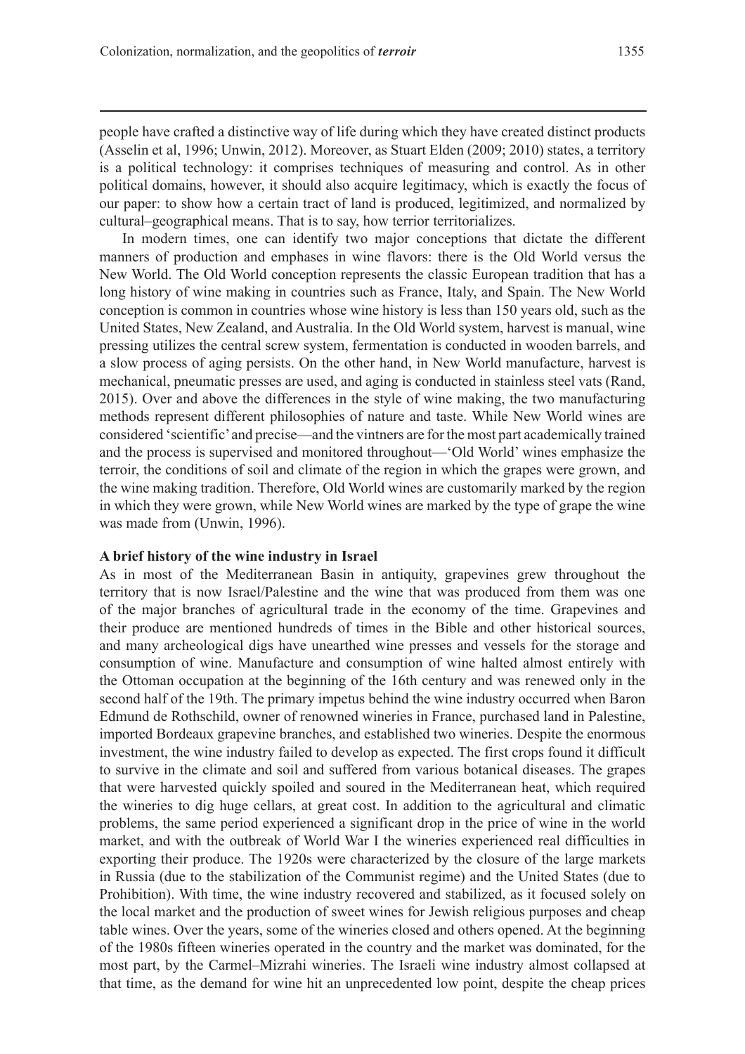people have crafted a distinctive way of life during which they have created distinct products (Asselin et al, 1996; Unwin, 2012). Moreover, as Stuart Elden (2009; 2010) states, a territory is a political technology: it comprises techniques of measuring and control. As in other political domains, however, it should also acquire legitimacy, which is exactly the focus of our paper: to show how a certain tract of land is produced, legitimized, and normalized by cultural–geographical means. That is to say, how terrior territorializes.

In modern times, one can identify two major conceptions that dictate the different manners of production and emphases in wine flavors: there is the Old World versus the New World. The Old World conception represents the classic European tradition that has a long history of wine making in countries such as France, Italy, and Spain. The New World conception is common in countries whose wine history is less than 150 years old, such as the United States, New Zealand, and Australia. In the Old World system, harvest is manual, wine pressing utilizes the central screw system, fermentation is conducted in wooden barrels, and a slow process of aging persists. On the other hand, in New World manufacture, harvest is mechanical, pneumatic presses are used, and aging is conducted in stainless steel vats (Rand, 2015). Over and above the differences in the style of wine making, the two manufacturing methods represent different philosophies of nature and taste. While New World wines are considered 'scientific' and precise—and the vintners are for the most part academically trained and the process is supervised and monitored throughout—'Old World' wines emphasize the terroir, the conditions of soil and climate of the region in which the grapes were grown, and the wine making tradition. Therefore, Old World wines are customarily marked by the region in which they were grown, while New World wines are marked by the type of grape the wine was made from (Unwin, 1996).

### A brief history of the wine industry in Israel

As in most of the Mediterranean Basin in antiquity, grapevines grew throughout the territory that is now Israel/Palestine and the wine that was produced from them was one of the major branches of agricultural trade in the economy of the time. Grapevines and their produce are mentioned hundreds of times in the Bible and other historical sources, and many archeological digs have unearthed wine presses and vessels for the storage and consumption of wine. Manufacture and consumption of wine halted almost entirely with the Ottoman occupation at the beginning of the 16th century and was renewed only in the second half of the 19th. The primary impetus behind the wine industry occurred when Baron Edmund de Rothschild, owner of renowned wineries in France, purchased land in Palestine, imported Bordeaux grapevine branches, and established two wineries. Despite the enormous investment, the wine industry failed to develop as expected. The first crops found it difficult to survive in the climate and soil and suffered from various botanical diseases. The grapes that were harvested quickly spoiled and soured in the Mediterranean heat, which required the wineries to dig huge cellars, at great cost. In addition to the agricultural and climatic problems, the same period experienced a significant drop in the price of wine in the world market, and with the outbreak of World War I the wineries experienced real difficulties in exporting their produce. The 1920s were characterized by the closure of the large markets in Russia (due to the stabilization of the Communist regime) and the United States (due to Prohibition). With time, the wine industry recovered and stabilized, as it focused solely on the local market and the production of sweet wines for Jewish religious purposes and cheap table wines. Over the years, some of the wineries closed and others opened. At the beginning of the 1980s fifteen wineries operated in the country and the market was dominated, for the most part, by the Carmel–Mizrahi wineries. The Israeli wine industry almost collapsed at that time, as the demand for wine hit an unprecedented low point, despite the cheap prices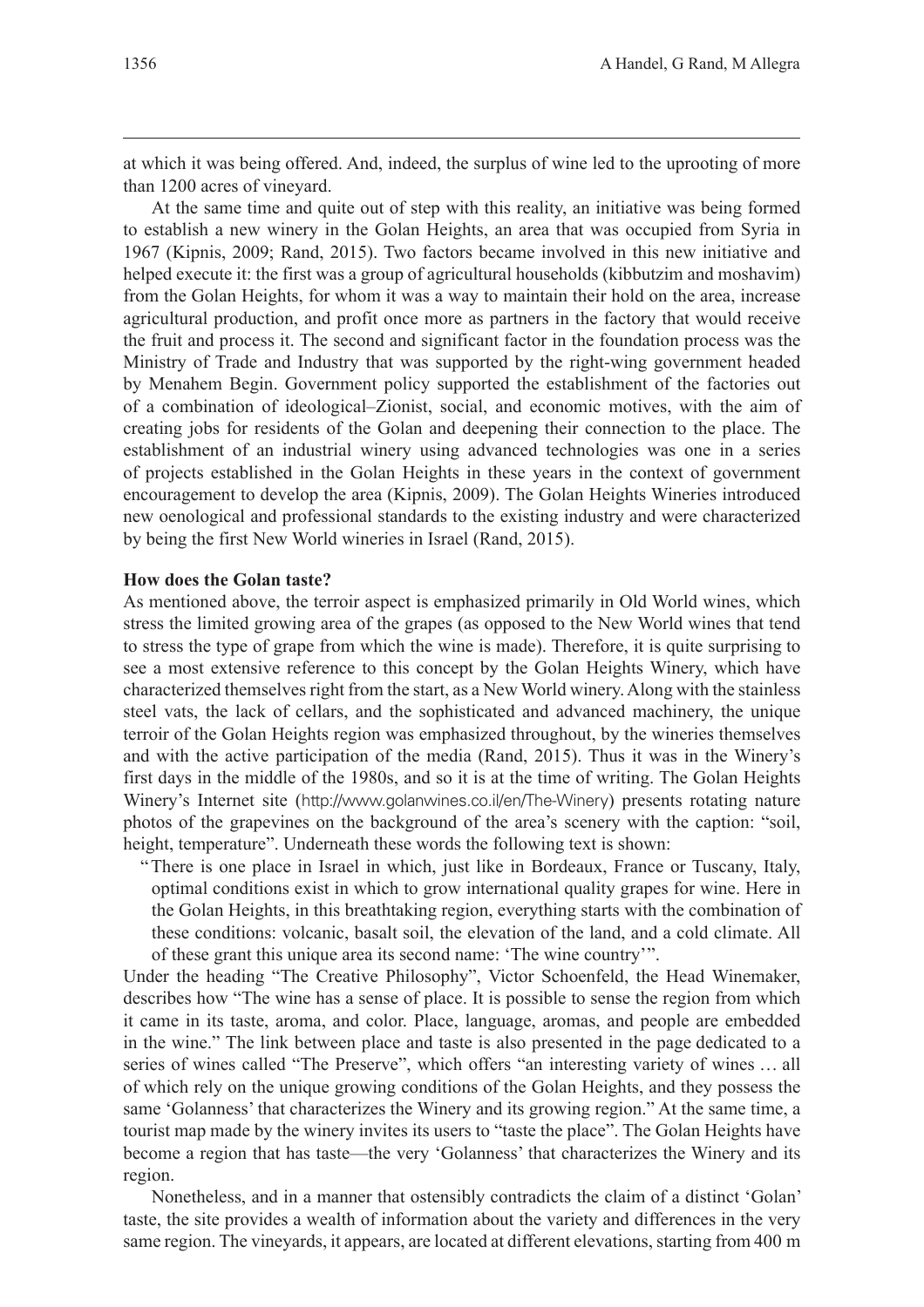at which it was being offered. And, indeed, the surplus of wine led to the uprooting of more than 1200 acres of vineyard.

At the same time and quite out of step with this reality, an initiative was being formed to establish a new winery in the Golan Heights, an area that was occupied from Syria in 1967 (Kipnis, 2009; Rand, 2015). Two factors became involved in this new initiative and helped execute it: the first was a group of agricultural households (kibbutzim and moshavim) from the Golan Heights, for whom it was a way to maintain their hold on the area, increase agricultural production, and profit once more as partners in the factory that would receive the fruit and process it. The second and significant factor in the foundation process was the Ministry of Trade and Industry that was supported by the right-wing government headed by Menahem Begin. Government policy supported the establishment of the factories out of a combination of ideological–Zionist, social, and economic motives, with the aim of creating jobs for residents of the Golan and deepening their connection to the place. The establishment of an industrial winery using advanced technologies was one in a series of projects established in the Golan Heights in these years in the context of government encouragement to develop the area (Kipnis, 2009). The Golan Heights Wineries introduced new oenological and professional standards to the existing industry and were characterized by being the first New World wineries in Israel (Rand, 2015).

**How does the Golan taste?**

As mentioned above, the terroir aspect is emphasized primarily in Old World wines, which stress the limited growing area of the grapes (as opposed to the New World wines that tend to stress the type of grape from which the wine is made). Therefore, it is quite surprising to see a most extensive reference to this concept by the Golan Heights Winery, which have characterized themselves right from the start, as a New World winery. Along with the stainless steel vats, the lack of cellars, and the sophisticated and advanced machinery, the unique terroir of the Golan Heights region was emphasized throughout, by the wineries themselves and with the active participation of the media (Rand, 2015). Thus it was in the Winery's first days in the middle of the 1980s, and so it is at the time of writing. The Golan Heights Winery's Internet site (http://www.golanwines.co.il/en/The-Winery) presents rotating nature photos of the grapevines on the background of the area's scenery with the caption: "soil, height, temperature". Underneath these words the following text is shown:

> "There is one place in Israel in which, just like in Bordeaux, France or Tuscany, Italy, optimal conditions exist in which to grow international quality grapes for wine. Here in the Golan Heights, in this breathtaking region, everything starts with the combination of these conditions: volcanic, basalt soil, the elevation of the land, and a cold climate. All of these grant this unique area its second name: 'The wine country'".

Under the heading "The Creative Philosophy", Victor Schoenfeld, the Head Winemaker, describes how "The wine has a sense of place. It is possible to sense the region from which it came in its taste, aroma, and color. Place, language, aromas, and people are embedded in the wine." The link between place and taste is also presented in the page dedicated to a series of wines called "The Preserve", which offers "an interesting variety of wines … all of which rely on the unique growing conditions of the Golan Heights, and they possess the same 'Golanness' that characterizes the Winery and its growing region." At the same time, a tourist map made by the winery invites its users to "taste the place". The Golan Heights have become a region that has taste—the very 'Golanness' that characterizes the Winery and its region.

Nonetheless, and in a manner that ostensibly contradicts the claim of a distinct 'Golan' taste, the site provides a wealth of information about the variety and differences in the very same region. The vineyards, it appears, are located at different elevations, starting from 400 m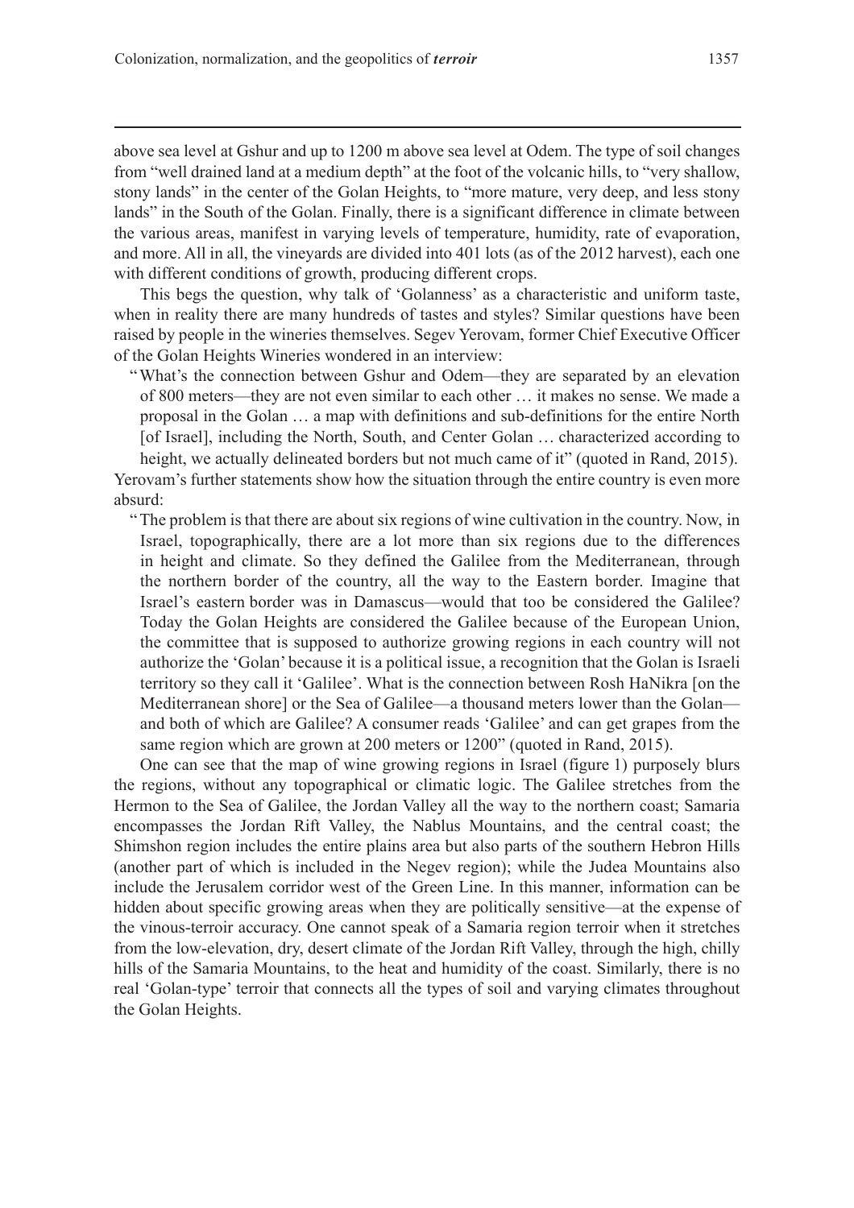above sea level at Gshur and up to 1200 m above sea level at Odem. The type of soil changes from "well drained land at a medium depth" at the foot of the volcanic hills, to "very shallow, stony lands" in the center of the Golan Heights, to "more mature, very deep, and less stony lands" in the South of the Golan. Finally, there is a significant difference in climate between the various areas, manifest in varying levels of temperature, humidity, rate of evaporation, and more. All in all, the vineyards are divided into 401 lots (as of the 2012 harvest), each one with different conditions of growth, producing different crops.

This begs the question, why talk of 'Golanness' as a characteristic and uniform taste, when in reality there are many hundreds of tastes and styles? Similar questions have been raised by people in the wineries themselves. Segev Yerovam, former Chief Executive Officer of the Golan Heights Wineries wondered in an interview:

> "What's the connection between Gshur and Odem—they are separated by an elevation of 800 meters—they are not even similar to each other … it makes no sense. We made a proposal in the Golan … a map with definitions and sub-definitions for the entire North [of Israel], including the North, South, and Center Golan … characterized according to height, we actually delineated borders but not much came of it" (quoted in Rand, 2015).

Yerovam's further statements show how the situation through the entire country is even more absurd:

> "The problem is that there are about six regions of wine cultivation in the country. Now, in Israel, topographically, there are a lot more than six regions due to the differences in height and climate. So they defined the Galilee from the Mediterranean, through the northern border of the country, all the way to the Eastern border. Imagine that Israel's eastern border was in Damascus—would that too be considered the Galilee? Today the Golan Heights are considered the Galilee because of the European Union, the committee that is supposed to authorize growing regions in each country will not authorize the 'Golan' because it is a political issue, a recognition that the Golan is Israeli territory so they call it 'Galilee'. What is the connection between Rosh HaNikra [on the Mediterranean shore] or the Sea of Galilee—a thousand meters lower than the Golan—and both of which are Galilee? A consumer reads 'Galilee' and can get grapes from the same region which are grown at 200 meters or 1200" (quoted in Rand, 2015).

One can see that the map of wine growing regions in Israel (figure 1) purposely blurs the regions, without any topographical or climatic logic. The Galilee stretches from the Hermon to the Sea of Galilee, the Jordan Valley all the way to the northern coast; Samaria encompasses the Jordan Rift Valley, the Nablus Mountains, and the central coast; the Shimshon region includes the entire plains area but also parts of the southern Hebron Hills (another part of which is included in the Negev region); while the Judea Mountains also include the Jerusalem corridor west of the Green Line. In this manner, information can be hidden about specific growing areas when they are politically sensitive—at the expense of the vinous-terroir accuracy. One cannot speak of a Samaria region terroir when it stretches from the low-elevation, dry, desert climate of the Jordan Rift Valley, through the high, chilly hills of the Samaria Mountains, to the heat and humidity of the coast. Similarly, there is no real 'Golan-type' terroir that connects all the types of soil and varying climates throughout the Golan Heights.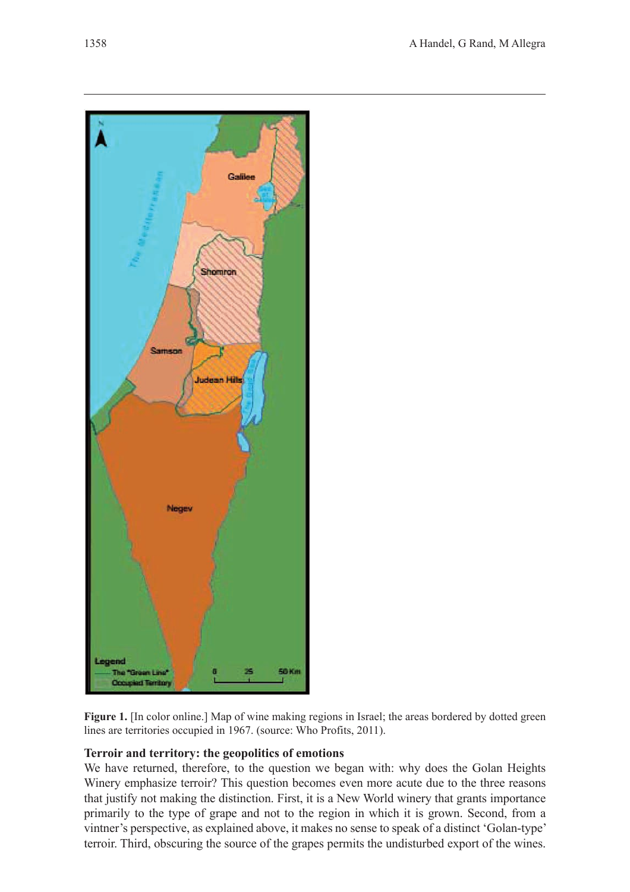**Figure 1.** [In color online.] Map of wine making regions in Israel; the areas bordered by dotted green lines are territories occupied in 1967. (source: Who Profits, 2011).

### Terroir and territory: the geopolitics of emotions

We have returned, therefore, to the question we began with: why does the Golan Heights Winery emphasize terroir? This question becomes even more acute due to the three reasons that justify not making the distinction. First, it is a New World winery that grants importance primarily to the type of grape and not to the region in which it is grown. Second, from a vintner's perspective, as explained above, it makes no sense to speak of a distinct 'Golan-type' terroir. Third, obscuring the source of the grapes permits the undisturbed export of the wines.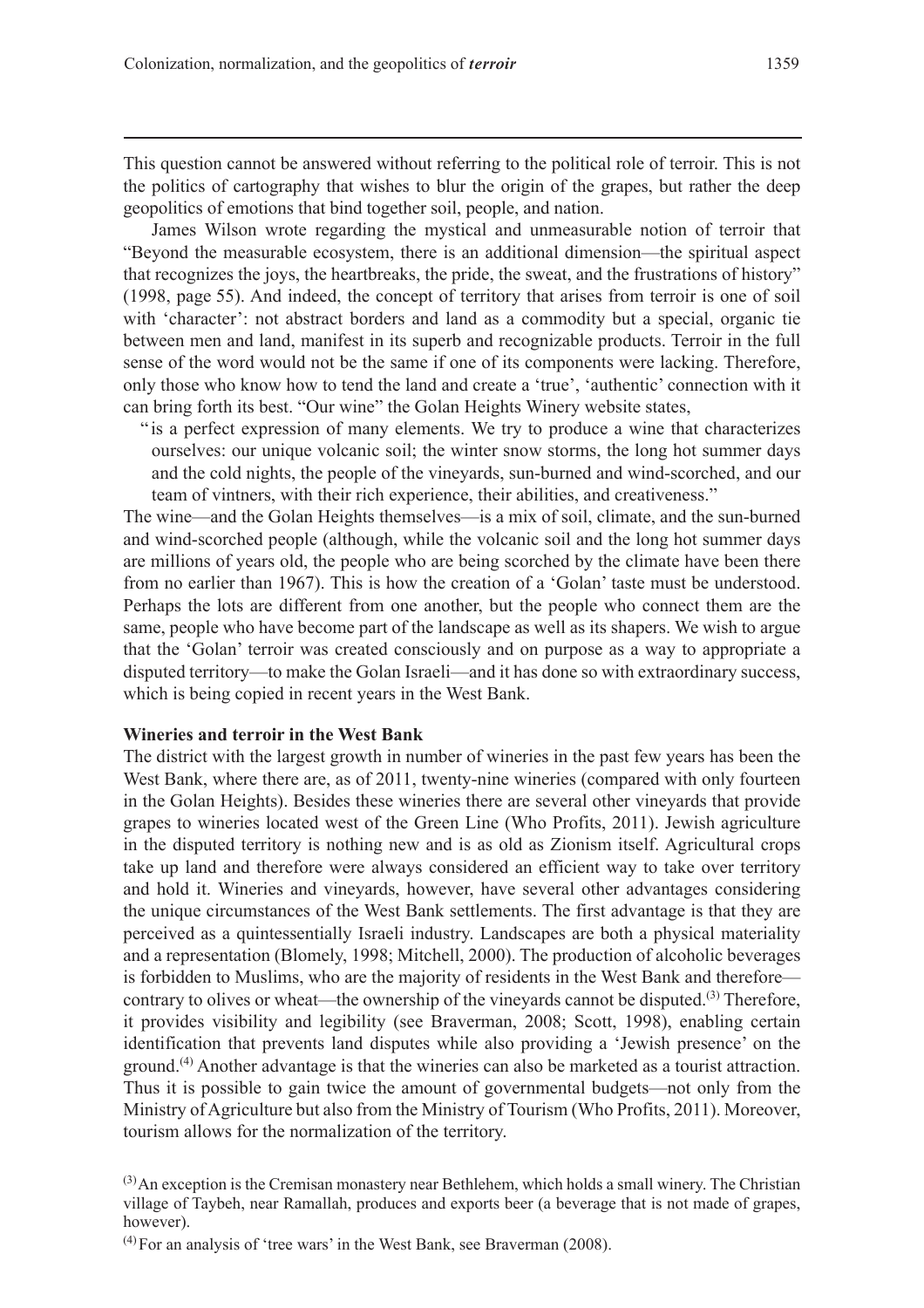This question cannot be answered without referring to the political role of terroir. This is not the politics of cartography that wishes to blur the origin of the grapes, but rather the deep geopolitics of emotions that bind together soil, people, and nation.

James Wilson wrote regarding the mystical and unmeasurable notion of terroir that "Beyond the measurable ecosystem, there is an additional dimension—the spiritual aspect that recognizes the joys, the heartbreaks, the pride, the sweat, and the frustrations of history" (1998, page 55). And indeed, the concept of territory that arises from terroir is one of soil with 'character': not abstract borders and land as a commodity but a special, organic tie between men and land, manifest in its superb and recognizable products. Terroir in the full sense of the word would not be the same if one of its components were lacking. Therefore, only those who know how to tend the land and create a 'true', 'authentic' connection with it can bring forth its best. "Our wine" the Golan Heights Winery website states,

> "is a perfect expression of many elements. We try to produce a wine that characterizes ourselves: our unique volcanic soil; the winter snow storms, the long hot summer days and the cold nights, the people of the vineyards, sun-burned and wind-scorched, and our team of vintners, with their rich experience, their abilities, and creativeness."

The wine—and the Golan Heights themselves—is a mix of soil, climate, and the sun-burned and wind-scorched people (although, while the volcanic soil and the long hot summer days are millions of years old, the people who are being scorched by the climate have been there from no earlier than 1967). This is how the creation of a 'Golan' taste must be understood. Perhaps the lots are different from one another, but the people who connect them are the same, people who have become part of the landscape as well as its shapers. We wish to argue that the 'Golan' terroir was created consciously and on purpose as a way to appropriate a disputed territory—to make the Golan Israeli—and it has done so with extraordinary success, which is being copied in recent years in the West Bank.

### Wineries and terroir in the West Bank

The district with the largest growth in number of wineries in the past few years has been the West Bank, where there are, as of 2011, twenty-nine wineries (compared with only fourteen in the Golan Heights). Besides these wineries there are several other vineyards that provide grapes to wineries located west of the Green Line (Who Profits, 2011). Jewish agriculture in the disputed territory is nothing new and is as old as Zionism itself. Agricultural crops take up land and therefore were always considered an efficient way to take over territory and hold it. Wineries and vineyards, however, have several other advantages considering the unique circumstances of the West Bank settlements. The first advantage is that they are perceived as a quintessentially Israeli industry. Landscapes are both a physical materiality and a representation (Blomely, 1998; Mitchell, 2000). The production of alcoholic beverages is forbidden to Muslims, who are the majority of residents in the West Bank and therefore—contrary to olives or wheat—the ownership of the vineyards cannot be disputed.[3] Therefore, it provides visibility and legibility (see Braverman, 2008; Scott, 1998), enabling certain identification that prevents land disputes while also providing a 'Jewish presence' on the ground.[4] Another advantage is that the wineries can also be marketed as a tourist attraction. Thus it is possible to gain twice the amount of governmental budgets—not only from the Ministry of Agriculture but also from the Ministry of Tourism (Who Profits, 2011). Moreover, tourism allows for the normalization of the territory.

[3] An exception is the Cremisan monastery near Bethlehem, which holds a small winery. The Christian village of Taybeh, near Ramallah, produces and exports beer (a beverage that is not made of grapes, however).

[4] For an analysis of 'tree wars' in the West Bank, see Braverman (2008).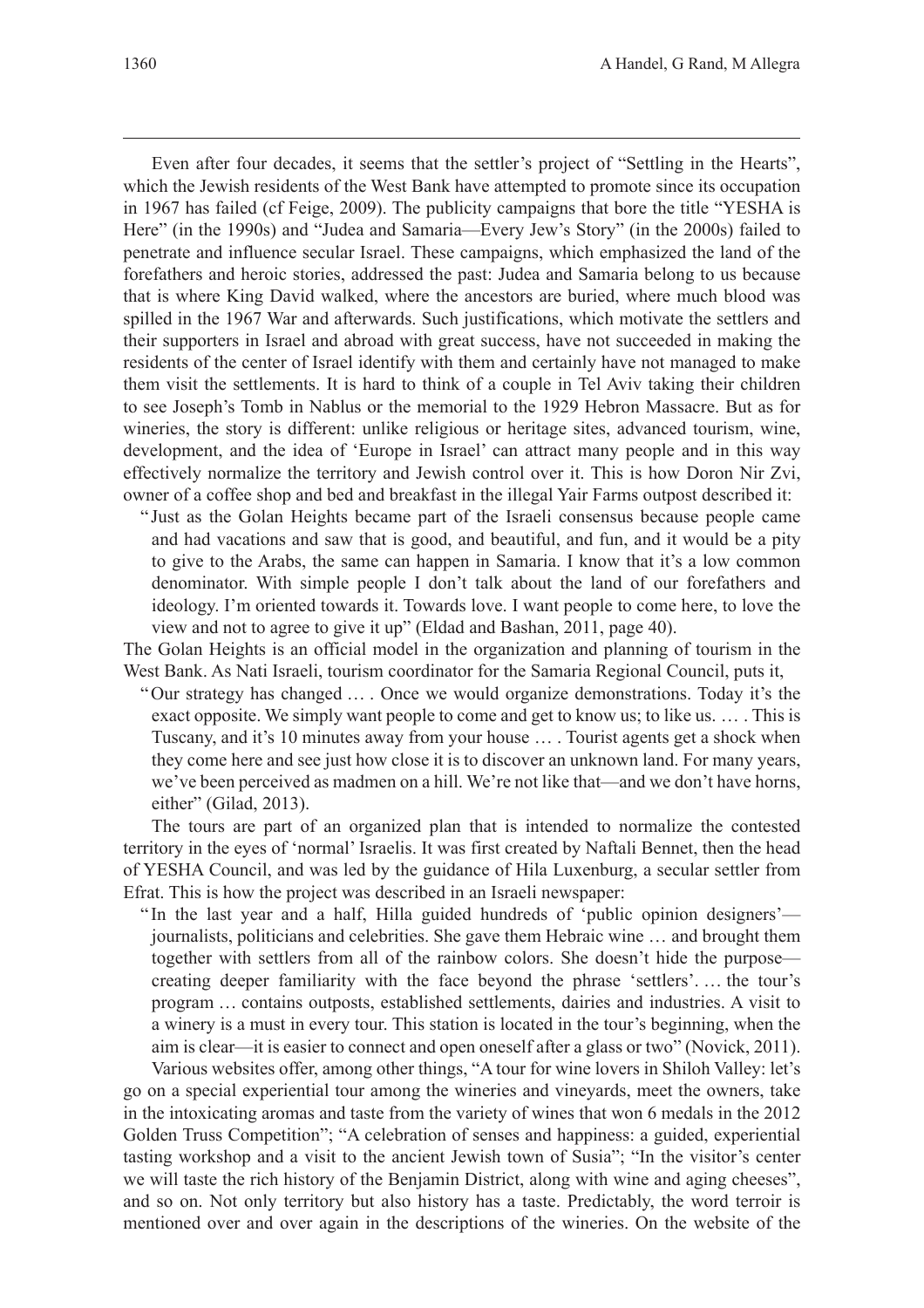Even after four decades, it seems that the settler's project of "Settling in the Hearts", which the Jewish residents of the West Bank have attempted to promote since its occupation in 1967 has failed (cf Feige, 2009). The publicity campaigns that bore the title "YESHA is Here" (in the 1990s) and "Judea and Samaria—Every Jew's Story" (in the 2000s) failed to penetrate and influence secular Israel. These campaigns, which emphasized the land of the forefathers and heroic stories, addressed the past: Judea and Samaria belong to us because that is where King David walked, where the ancestors are buried, where much blood was spilled in the 1967 War and afterwards. Such justifications, which motivate the settlers and their supporters in Israel and abroad with great success, have not succeeded in making the residents of the center of Israel identify with them and certainly have not managed to make them visit the settlements. It is hard to think of a couple in Tel Aviv taking their children to see Joseph's Tomb in Nablus or the memorial to the 1929 Hebron Massacre. But as for wineries, the story is different: unlike religious or heritage sites, advanced tourism, wine, development, and the idea of 'Europe in Israel' can attract many people and in this way effectively normalize the territory and Jewish control over it. This is how Doron Nir Zvi, owner of a coffee shop and bed and breakfast in the illegal Yair Farms outpost described it:

> "Just as the Golan Heights became part of the Israeli consensus because people came and had vacations and saw that is good, and beautiful, and fun, and it would be a pity to give to the Arabs, the same can happen in Samaria. I know that it's a low common denominator. With simple people I don't talk about the land of our forefathers and ideology. I'm oriented towards it. Towards love. I want people to come here, to love the view and not to agree to give it up" (Eldad and Bashan, 2011, page 40).

The Golan Heights is an official model in the organization and planning of tourism in the West Bank. As Nati Israeli, tourism coordinator for the Samaria Regional Council, puts it,

> "Our strategy has changed … . Once we would organize demonstrations. Today it's the exact opposite. We simply want people to come and get to know us; to like us. … . This is Tuscany, and it's 10 minutes away from your house … . Tourist agents get a shock when they come here and see just how close it is to discover an unknown land. For many years, we've been perceived as madmen on a hill. We're not like that—and we don't have horns, either" (Gilad, 2013).

The tours are part of an organized plan that is intended to normalize the contested territory in the eyes of 'normal' Israelis. It was first created by Naftali Bennet, then the head of YESHA Council, and was led by the guidance of Hila Luxenburg, a secular settler from Efrat. This is how the project was described in an Israeli newspaper:

> "In the last year and a half, Hilla guided hundreds of 'public opinion designers'—journalists, politicians and celebrities. She gave them Hebraic wine … and brought them together with settlers from all of the rainbow colors. She doesn't hide the purpose—creating deeper familiarity with the face beyond the phrase 'settlers'. … the tour's program … contains outposts, established settlements, dairies and industries. A visit to a winery is a must in every tour. This station is located in the tour's beginning, when the aim is clear—it is easier to connect and open oneself after a glass or two" (Novick, 2011).

Various websites offer, among other things, "A tour for wine lovers in Shiloh Valley: let's go on a special experiential tour among the wineries and vineyards, meet the owners, take in the intoxicating aromas and taste from the variety of wines that won 6 medals in the 2012 Golden Truss Competition"; "A celebration of senses and happiness: a guided, experiential tasting workshop and a visit to the ancient Jewish town of Susia"; "In the visitor's center we will taste the rich history of the Benjamin District, along with wine and aging cheeses", and so on. Not only territory but also history has a taste. Predictably, the word terroir is mentioned over and over again in the descriptions of the wineries. On the website of the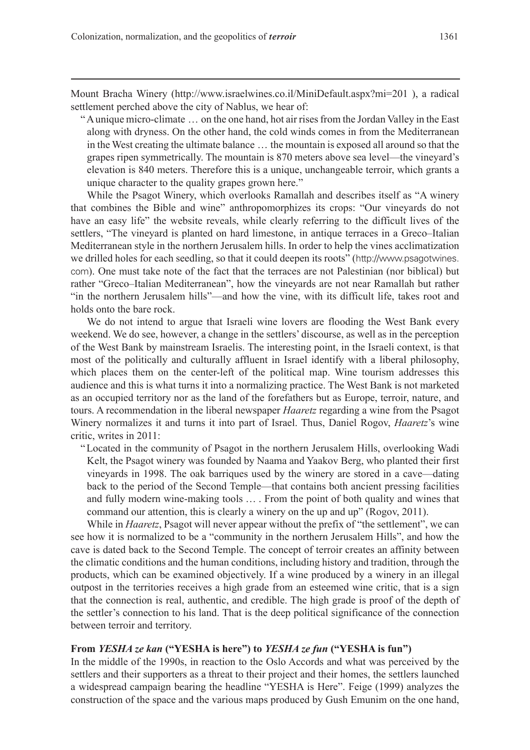Mount Bracha Winery (http://www.israelwines.co.il/MiniDefault.aspx?mi=201 ), a radical settlement perched above the city of Nablus, we hear of:

> "A unique micro-climate … on the one hand, hot air rises from the Jordan Valley in the East along with dryness. On the other hand, the cold winds comes in from the Mediterranean in the West creating the ultimate balance … the mountain is exposed all around so that the grapes ripen symmetrically. The mountain is 870 meters above sea level—the vineyard's elevation is 840 meters. Therefore this is a unique, unchangeable terroir, which grants a unique character to the quality grapes grown here."

While the Psagot Winery, which overlooks Ramallah and describes itself as "A winery that combines the Bible and wine" anthropomorphizes its crops: "Our vineyards do not have an easy life" the website reveals, while clearly referring to the difficult lives of the settlers, "The vineyard is planted on hard limestone, in antique terraces in a Greco–Italian Mediterranean style in the northern Jerusalem hills. In order to help the vines acclimatization we drilled holes for each seedling, so that it could deepen its roots" (http://www.psagotwines.com). One must take note of the fact that the terraces are not Palestinian (nor biblical) but rather "Greco–Italian Mediterranean", how the vineyards are not near Ramallah but rather "in the northern Jerusalem hills"—and how the vine, with its difficult life, takes root and holds onto the bare rock.

We do not intend to argue that Israeli wine lovers are flooding the West Bank every weekend. We do see, however, a change in the settlers' discourse, as well as in the perception of the West Bank by mainstream Israelis. The interesting point, in the Israeli context, is that most of the politically and culturally affluent in Israel identify with a liberal philosophy, which places them on the center-left of the political map. Wine tourism addresses this audience and this is what turns it into a normalizing practice. The West Bank is not marketed as an occupied territory nor as the land of the forefathers but as Europe, terroir, nature, and tours. A recommendation in the liberal newspaper *Haaretz* regarding a wine from the Psagot Winery normalizes it and turns it into part of Israel. Thus, Daniel Rogov, *Haaretz*'s wine critic, writes in 2011:

> "Located in the community of Psagot in the northern Jerusalem Hills, overlooking Wadi Kelt, the Psagot winery was founded by Naama and Yaakov Berg, who planted their first vineyards in 1998. The oak barriques used by the winery are stored in a cave—dating back to the period of the Second Temple—that contains both ancient pressing facilities and fully modern wine-making tools … . From the point of both quality and wines that command our attention, this is clearly a winery on the up and up" (Rogov, 2011).

While in *Haaretz*, Psagot will never appear without the prefix of "the settlement", we can see how it is normalized to be a "community in the northern Jerusalem Hills", and how the cave is dated back to the Second Temple. The concept of terroir creates an affinity between the climatic conditions and the human conditions, including history and tradition, through the products, which can be examined objectively. If a wine produced by a winery in an illegal outpost in the territories receives a high grade from an esteemed wine critic, that is a sign that the connection is real, authentic, and credible. The high grade is proof of the depth of the settler's connection to his land. That is the deep political significance of the connection between terroir and territory.

### From *YESHA ze kan* ("YESHA is here") to *YESHA ze fun* ("YESHA is fun")

In the middle of the 1990s, in reaction to the Oslo Accords and what was perceived by the settlers and their supporters as a threat to their project and their homes, the settlers launched a widespread campaign bearing the headline "YESHA is Here". Feige (1999) analyzes the construction of the space and the various maps produced by Gush Emunim on the one hand,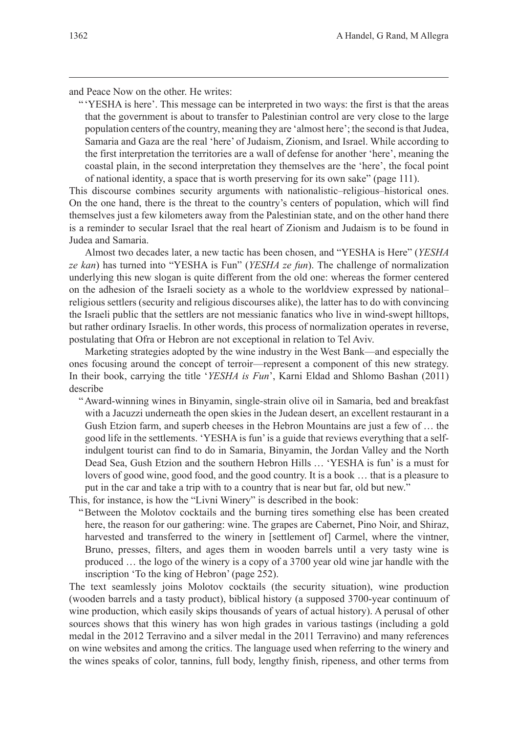and Peace Now on the other. He writes:

> "'YESHA is here'. This message can be interpreted in two ways: the first is that the areas that the government is about to transfer to Palestinian control are very close to the large population centers of the country, meaning they are 'almost here'; the second is that Judea, Samaria and Gaza are the real 'here' of Judaism, Zionism, and Israel. While according to the first interpretation the territories are a wall of defense for another 'here', meaning the coastal plain, in the second interpretation they themselves are the 'here', the focal point of national identity, a space that is worth preserving for its own sake" (page 111).

This discourse combines security arguments with nationalistic–religious–historical ones. On the one hand, there is the threat to the country's centers of population, which will find themselves just a few kilometers away from the Palestinian state, and on the other hand there is a reminder to secular Israel that the real heart of Zionism and Judaism is to be found in Judea and Samaria.

Almost two decades later, a new tactic has been chosen, and "YESHA is Here" (*YESHA ze kan*) has turned into "YESHA is Fun" (*YESHA ze fun*). The challenge of normalization underlying this new slogan is quite different from the old one: whereas the former centered on the adhesion of the Israeli society as a whole to the worldview expressed by national–religious settlers (security and religious discourses alike), the latter has to do with convincing the Israeli public that the settlers are not messianic fanatics who live in wind-swept hilltops, but rather ordinary Israelis. In other words, this process of normalization operates in reverse, postulating that Ofra or Hebron are not exceptional in relation to Tel Aviv.

Marketing strategies adopted by the wine industry in the West Bank—and especially the ones focusing around the concept of terroir—represent a component of this new strategy. In their book, carrying the title '*YESHA is Fun*', Karni Eldad and Shlomo Bashan (2011) describe

> "Award-winning wines in Binyamin, single-strain olive oil in Samaria, bed and breakfast with a Jacuzzi underneath the open skies in the Judean desert, an excellent restaurant in a Gush Etzion farm, and superb cheeses in the Hebron Mountains are just a few of … the good life in the settlements. 'YESHA is fun' is a guide that reviews everything that a self-indulgent tourist can find to do in Samaria, Binyamin, the Jordan Valley and the North Dead Sea, Gush Etzion and the southern Hebron Hills … 'YESHA is fun' is a must for lovers of good wine, good food, and the good country. It is a book … that is a pleasure to put in the car and take a trip with to a country that is near but far, old but new."

This, for instance, is how the "Livni Winery" is described in the book:

> "Between the Molotov cocktails and the burning tires something else has been created here, the reason for our gathering: wine. The grapes are Cabernet, Pino Noir, and Shiraz, harvested and transferred to the winery in [settlement of] Carmel, where the vintner, Bruno, presses, filters, and ages them in wooden barrels until a very tasty wine is produced … the logo of the winery is a copy of a 3700 year old wine jar handle with the inscription 'To the king of Hebron' (page 252).

The text seamlessly joins Molotov cocktails (the security situation), wine production (wooden barrels and a tasty product), biblical history (a supposed 3700-year continuum of wine production, which easily skips thousands of years of actual history). A perusal of other sources shows that this winery has won high grades in various tastings (including a gold medal in the 2012 Terravino and a silver medal in the 2011 Terravino) and many references on wine websites and among the critics. The language used when referring to the winery and the wines speaks of color, tannins, full body, lengthy finish, ripeness, and other terms from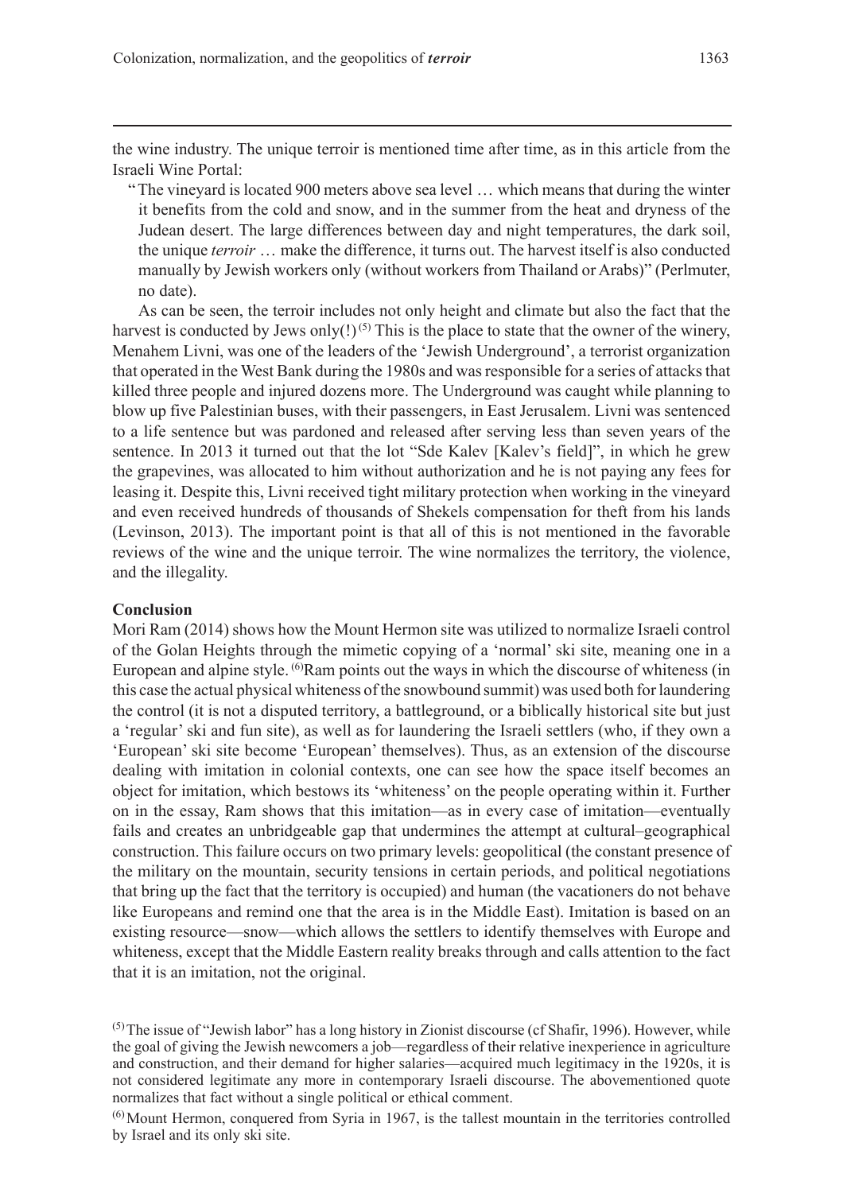the wine industry. The unique terroir is mentioned time after time, as in this article from the Israeli Wine Portal:

> "The vineyard is located 900 meters above sea level … which means that during the winter it benefits from the cold and snow, and in the summer from the heat and dryness of the Judean desert. The large differences between day and night temperatures, the dark soil, the unique *terroir* … make the difference, it turns out. The harvest itself is also conducted manually by Jewish workers only (without workers from Thailand or Arabs)" (Perlmuter, no date).

As can be seen, the terroir includes not only height and climate but also the fact that the harvest is conducted by Jews only(!) [(5)] This is the place to state that the owner of the winery, Menahem Livni, was one of the leaders of the 'Jewish Underground', a terrorist organization that operated in the West Bank during the 1980s and was responsible for a series of attacks that killed three people and injured dozens more. The Underground was caught while planning to blow up five Palestinian buses, with their passengers, in East Jerusalem. Livni was sentenced to a life sentence but was pardoned and released after serving less than seven years of the sentence. In 2013 it turned out that the lot "Sde Kalev [Kalev's field]", in which he grew the grapevines, was allocated to him without authorization and he is not paying any fees for leasing it. Despite this, Livni received tight military protection when working in the vineyard and even received hundreds of thousands of Shekels compensation for theft from his lands (Levinson, 2013). The important point is that all of this is not mentioned in the favorable reviews of the wine and the unique terroir. The wine normalizes the territory, the violence, and the illegality.

## Conclusion

Mori Ram (2014) shows how the Mount Hermon site was utilized to normalize Israeli control of the Golan Heights through the mimetic copying of a 'normal' ski site, meaning one in a European and alpine style. [(6)]Ram points out the ways in which the discourse of whiteness (in this case the actual physical whiteness of the snowbound summit) was used both for laundering the control (it is not a disputed territory, a battleground, or a biblically historical site but just a 'regular' ski and fun site), as well as for laundering the Israeli settlers (who, if they own a 'European' ski site become 'European' themselves). Thus, as an extension of the discourse dealing with imitation in colonial contexts, one can see how the space itself becomes an object for imitation, which bestows its 'whiteness' on the people operating within it. Further on in the essay, Ram shows that this imitation—as in every case of imitation—eventually fails and creates an unbridgeable gap that undermines the attempt at cultural–geographical construction. This failure occurs on two primary levels: geopolitical (the constant presence of the military on the mountain, security tensions in certain periods, and political negotiations that bring up the fact that the territory is occupied) and human (the vacationers do not behave like Europeans and remind one that the area is in the Middle East). Imitation is based on an existing resource—snow—which allows the settlers to identify themselves with Europe and whiteness, except that the Middle Eastern reality breaks through and calls attention to the fact that it is an imitation, not the original.

[(5)] The issue of "Jewish labor" has a long history in Zionist discourse (cf Shafir, 1996). However, while the goal of giving the Jewish newcomers a job—regardless of their relative inexperience in agriculture and construction, and their demand for higher salaries—acquired much legitimacy in the 1920s, it is not considered legitimate any more in contemporary Israeli discourse. The abovementioned quote normalizes that fact without a single political or ethical comment.

[(6)] Mount Hermon, conquered from Syria in 1967, is the tallest mountain in the territories controlled by Israel and its only ski site.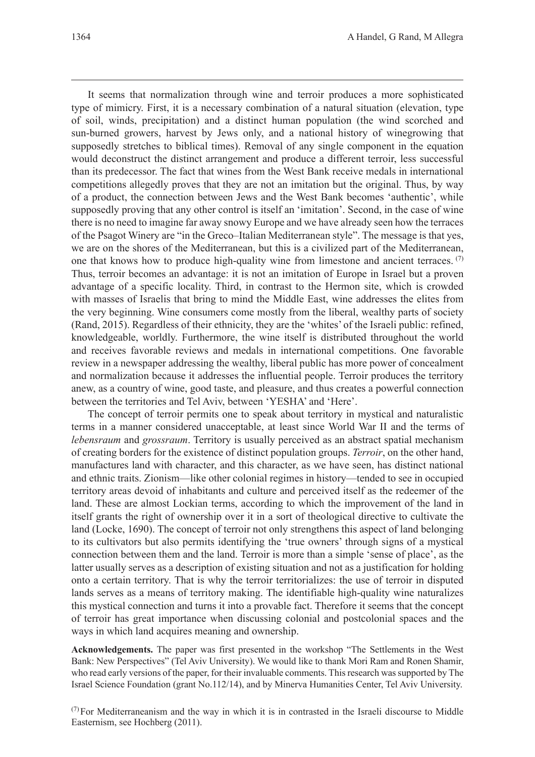It seems that normalization through wine and terroir produces a more sophisticated type of mimicry. First, it is a necessary combination of a natural situation (elevation, type of soil, winds, precipitation) and a distinct human population (the wind scorched and sun-burned growers, harvest by Jews only, and a national history of winegrowing that supposedly stretches to biblical times). Removal of any single component in the equation would deconstruct the distinct arrangement and produce a different terroir, less successful than its predecessor. The fact that wines from the West Bank receive medals in international competitions allegedly proves that they are not an imitation but the original. Thus, by way of a product, the connection between Jews and the West Bank becomes 'authentic', while supposedly proving that any other control is itself an 'imitation'. Second, in the case of wine there is no need to imagine far away snowy Europe and we have already seen how the terraces of the Psagot Winery are "in the Greco–Italian Mediterranean style". The message is that yes, we are on the shores of the Mediterranean, but this is a civilized part of the Mediterranean, one that knows how to produce high-quality wine from limestone and ancient terraces. [(7)] Thus, terroir becomes an advantage: it is not an imitation of Europe in Israel but a proven advantage of a specific locality. Third, in contrast to the Hermon site, which is crowded with masses of Israelis that bring to mind the Middle East, wine addresses the elites from the very beginning. Wine consumers come mostly from the liberal, wealthy parts of society (Rand, 2015). Regardless of their ethnicity, they are the 'whites' of the Israeli public: refined, knowledgeable, worldly. Furthermore, the wine itself is distributed throughout the world and receives favorable reviews and medals in international competitions. One favorable review in a newspaper addressing the wealthy, liberal public has more power of concealment and normalization because it addresses the influential people. Terroir produces the territory anew, as a country of wine, good taste, and pleasure, and thus creates a powerful connection between the territories and Tel Aviv, between 'YESHA' and 'Here'.

The concept of terroir permits one to speak about territory in mystical and naturalistic terms in a manner considered unacceptable, at least since World War II and the terms of *lebensraum* and *grossraum*. Territory is usually perceived as an abstract spatial mechanism of creating borders for the existence of distinct population groups. *Terroir*, on the other hand, manufactures land with character, and this character, as we have seen, has distinct national and ethnic traits. Zionism—like other colonial regimes in history—tended to see in occupied territory areas devoid of inhabitants and culture and perceived itself as the redeemer of the land. These are almost Lockian terms, according to which the improvement of the land in itself grants the right of ownership over it in a sort of theological directive to cultivate the land (Locke, 1690). The concept of terroir not only strengthens this aspect of land belonging to its cultivators but also permits identifying the 'true owners' through signs of a mystical connection between them and the land. Terroir is more than a simple 'sense of place', as the latter usually serves as a description of existing situation and not as a justification for holding onto a certain territory. That is why the terroir territorializes: the use of terroir in disputed lands serves as a means of territory making. The identifiable high-quality wine naturalizes this mystical connection and turns it into a provable fact. Therefore it seems that the concept of terroir has great importance when discussing colonial and postcolonial spaces and the ways in which land acquires meaning and ownership.

**Acknowledgements.** The paper was first presented in the workshop "The Settlements in the West Bank: New Perspectives" (Tel Aviv University). We would like to thank Mori Ram and Ronen Shamir, who read early versions of the paper, for their invaluable comments. This research was supported by The Israel Science Foundation (grant No.112/14), and by Minerva Humanities Center, Tel Aviv University.

[(7)] For Mediterraneanism and the way in which it is in contrasted in the Israeli discourse to Middle Easternism, see Hochberg (2011).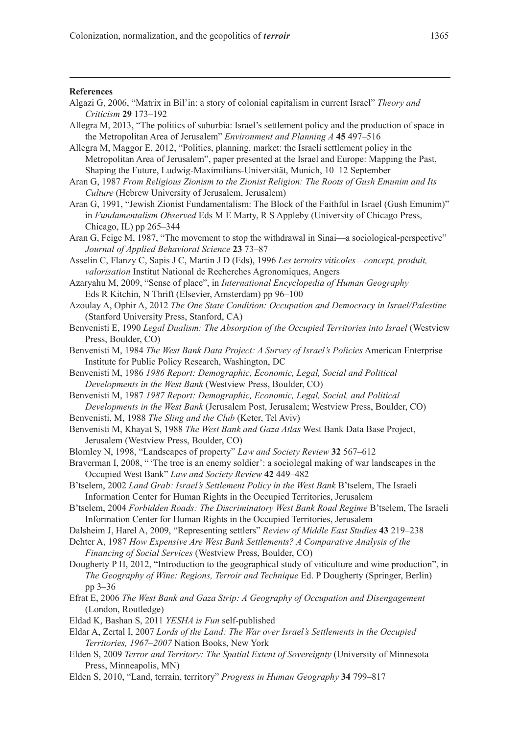## References

Algazi G, 2006, "Matrix in Bil'in: a story of colonial capitalism in current Israel" *Theory and Criticism* **29** 173–192

Allegra M, 2013, "The politics of suburbia: Israel's settlement policy and the production of space in the Metropolitan Area of Jerusalem" *Environment and Planning A* **45** 497–516

Allegra M, Maggor E, 2012, "Politics, planning, market: the Israeli settlement policy in the Metropolitan Area of Jerusalem", paper presented at the Israel and Europe: Mapping the Past, Shaping the Future, Ludwig-Maximilians-Universität, Munich, 10–12 September

Aran G, 1987 *From Religious Zionism to the Zionist Religion: The Roots of Gush Emunim and Its Culture* (Hebrew University of Jerusalem, Jerusalem)

Aran G, 1991, "Jewish Zionist Fundamentalism: The Block of the Faithful in Israel (Gush Emunim)" in *Fundamentalism Observed* Eds M E Marty, R S Appleby (University of Chicago Press, Chicago, IL) pp 265–344

Aran G, Feige M, 1987, "The movement to stop the withdrawal in Sinai—a sociological-perspective" *Journal of Applied Behavioral Science* **23** 73–87

Asselin C, Flanzy C, Sapis J C, Martin J D (Eds), 1996 *Les terroirs viticoles—concept, produit, valorisation* Institut National de Recherches Agronomiques, Angers

Azaryahu M, 2009, "Sense of place", in *International Encyclopedia of Human Geography* Eds R Kitchin, N Thrift (Elsevier, Amsterdam) pp 96–100

Azoulay A, Ophir A, 2012 *The One State Condition: Occupation and Democracy in Israel/Palestine* (Stanford University Press, Stanford, CA)

Benvenisti E, 1990 *Legal Dualism: The Absorption of the Occupied Territories into Israel* (Westview Press, Boulder, CO)

Benvenisti M, 1984 *The West Bank Data Project: A Survey of Israel's Policies* American Enterprise Institute for Public Policy Research, Washington, DC

Benvenisti M, 1986 *1986 Report: Demographic, Economic, Legal, Social and Political Developments in the West Bank* (Westview Press, Boulder, CO)

Benvenisti M, 1987 *1987 Report: Demographic, Economic, Legal, Social, and Political Developments in the West Bank* (Jerusalem Post, Jerusalem; Westview Press, Boulder, CO)

Benvenisti, M, 1988 *The Sling and the Club* (Keter, Tel Aviv)

Benvenisti M, Khayat S, 1988 *The West Bank and Gaza Atlas* West Bank Data Base Project, Jerusalem (Westview Press, Boulder, CO)

Blomley N, 1998, "Landscapes of property" *Law and Society Review* **32** 567–612

Braverman I, 2008, " 'The tree is an enemy soldier': a sociolegal making of war landscapes in the Occupied West Bank" *Law and Society Review* **42** 449–482

B'tselem, 2002 *Land Grab: Israel's Settlement Policy in the West Bank* B'tselem, The Israeli Information Center for Human Rights in the Occupied Territories, Jerusalem

B'tselem, 2004 *Forbidden Roads: The Discriminatory West Bank Road Regime* B'tselem, The Israeli Information Center for Human Rights in the Occupied Territories, Jerusalem

Dalsheim J, Harel A, 2009, "Representing settlers" *Review of Middle East Studies* **43** 219–238

Dehter A, 1987 *How Expensive Are West Bank Settlements? A Comparative Analysis of the Financing of Social Services* (Westview Press, Boulder, CO)

Dougherty P H, 2012, "Introduction to the geographical study of viticulture and wine production", in *The Geography of Wine: Regions, Terroir and Technique* Ed. P Dougherty (Springer, Berlin) pp 3–36

Efrat E, 2006 *The West Bank and Gaza Strip: A Geography of Occupation and Disengagement* (London, Routledge)

Eldad K, Bashan S, 2011 *YESHA is Fun* self-published

Eldar A, Zertal I, 2007 *Lords of the Land: The War over Israel's Settlements in the Occupied Territories, 1967–2007* Nation Books, New York

Elden S, 2009 *Terror and Territory: The Spatial Extent of Sovereignty* (University of Minnesota Press, Minneapolis, MN)

Elden S, 2010, "Land, terrain, territory" *Progress in Human Geography* **34** 799–817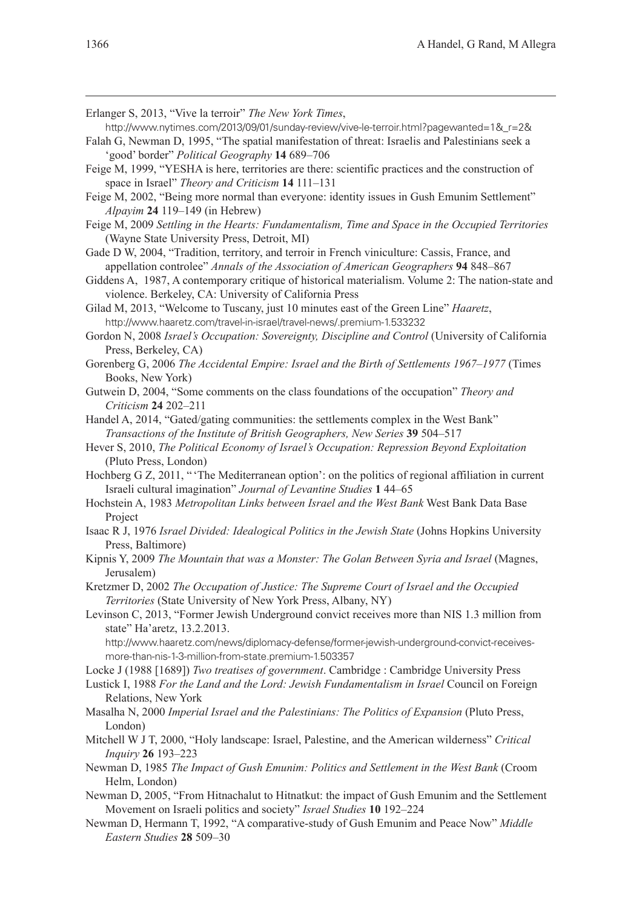Erlanger S, 2013, "Vive la terroir" *The New York Times*, http://www.nytimes.com/2013/09/01/sunday-review/vive-le-terroir.html?pagewanted=1&_r=2&

Falah G, Newman D, 1995, "The spatial manifestation of threat: Israelis and Palestinians seek a 'good' border" *Political Geography* **14** 689–706

Feige M, 1999, "YESHA is here, territories are there: scientific practices and the construction of space in Israel" *Theory and Criticism* **14** 111–131

Feige M, 2002, "Being more normal than everyone: identity issues in Gush Emunim Settlement" *Alpayim* **24** 119–149 (in Hebrew)

Feige M, 2009 *Settling in the Hearts: Fundamentalism, Time and Space in the Occupied Territories* (Wayne State University Press, Detroit, MI)

Gade D W, 2004, "Tradition, territory, and terroir in French viniculture: Cassis, France, and appellation controlee" *Annals of the Association of American Geographers* **94** 848–867

Giddens A, 1987, A contemporary critique of historical materialism. Volume 2: The nation-state and violence. Berkeley, CA: University of California Press

Gilad M, 2013, "Welcome to Tuscany, just 10 minutes east of the Green Line" *Haaretz*, http://www.haaretz.com/travel-in-israel/travel-news/.premium-1.533232

Gordon N, 2008 *Israel's Occupation: Sovereignty, Discipline and Control* (University of California Press, Berkeley, CA)

Gorenberg G, 2006 *The Accidental Empire: Israel and the Birth of Settlements 1967–1977* (Times Books, New York)

Gutwein D, 2004, "Some comments on the class foundations of the occupation" *Theory and Criticism* **24** 202–211

Handel A, 2014, "Gated/gating communities: the settlements complex in the West Bank" *Transactions of the Institute of British Geographers, New Series* **39** 504–517

Hever S, 2010, *The Political Economy of Israel's Occupation: Repression Beyond Exploitation* (Pluto Press, London)

Hochberg G Z, 2011, " 'The Mediterranean option': on the politics of regional affiliation in current Israeli cultural imagination" *Journal of Levantine Studies* **1** 44–65

Hochstein A, 1983 *Metropolitan Links between Israel and the West Bank* West Bank Data Base Project

Isaac R J, 1976 *Israel Divided: Idealogical Politics in the Jewish State* (Johns Hopkins University Press, Baltimore)

Kipnis Y, 2009 *The Mountain that was a Monster: The Golan Between Syria and Israel* (Magnes, Jerusalem)

Kretzmer D, 2002 *The Occupation of Justice: The Supreme Court of Israel and the Occupied Territories* (State University of New York Press, Albany, NY)

Levinson C, 2013, "Former Jewish Underground convict receives more than NIS 1.3 million from state" Ha'aretz, 13.2.2013. http://www.haaretz.com/news/diplomacy-defense/former-jewish-underground-convict-receives-more-than-nis-1-3-million-from-state.premium-1.503357

Locke J (1988 [1689]) *Two treatises of government*. Cambridge : Cambridge University Press

Lustick I, 1988 *For the Land and the Lord: Jewish Fundamentalism in Israel* Council on Foreign Relations, New York

Masalha N, 2000 *Imperial Israel and the Palestinians: The Politics of Expansion* (Pluto Press, London)

Mitchell W J T, 2000, "Holy landscape: Israel, Palestine, and the American wilderness" *Critical Inquiry* **26** 193–223

Newman D, 1985 *The Impact of Gush Emunim: Politics and Settlement in the West Bank* (Croom Helm, London)

Newman D, 2005, "From Hitnachalut to Hitnatkut: the impact of Gush Emunim and the Settlement Movement on Israeli politics and society" *Israel Studies* **10** 192–224

Newman D, Hermann T, 1992, "A comparative-study of Gush Emunim and Peace Now" *Middle Eastern Studies* **28** 509–30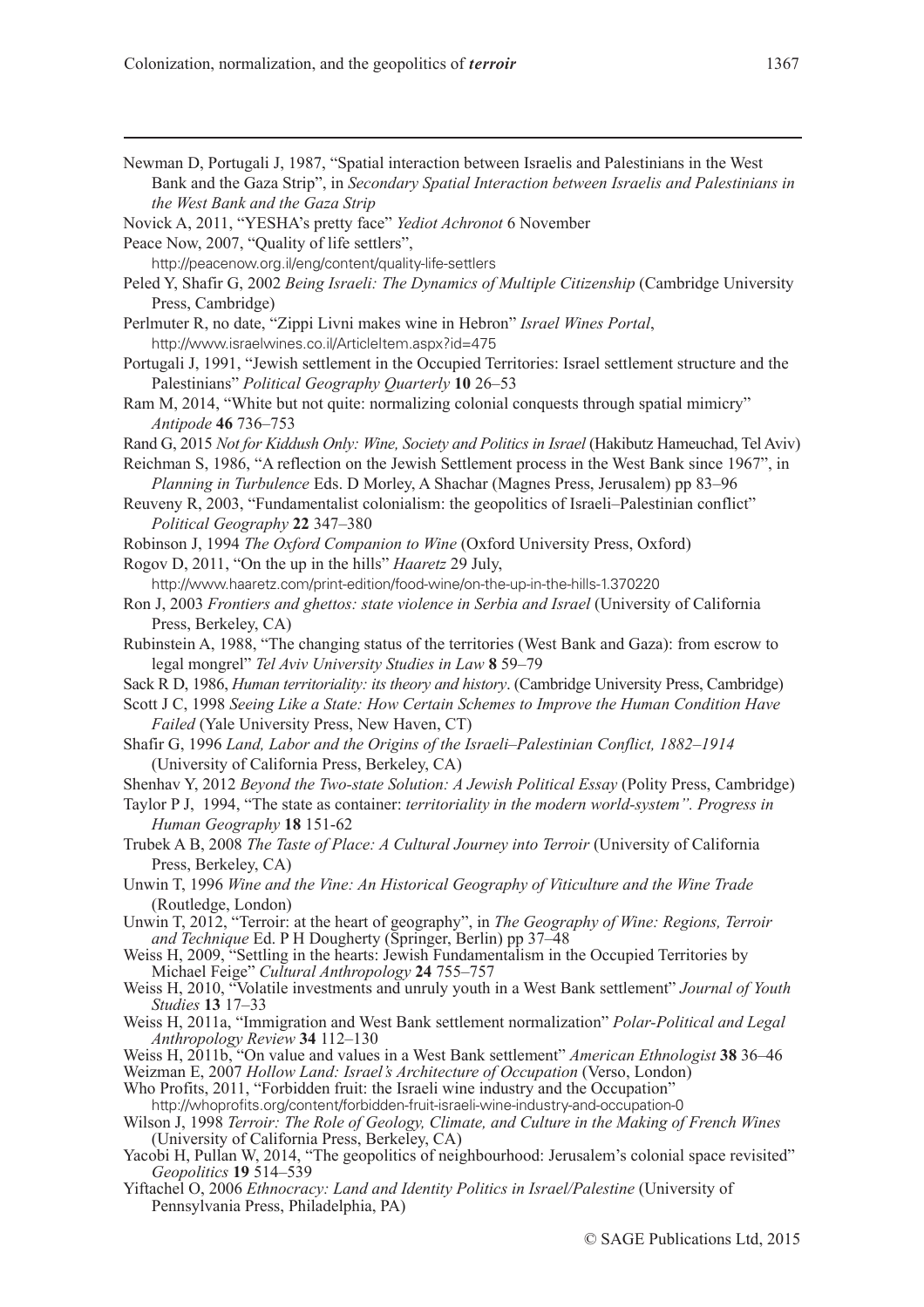Newman D, Portugali J, 1987, "Spatial interaction between Israelis and Palestinians in the West Bank and the Gaza Strip", in *Secondary Spatial Interaction between Israelis and Palestinians in the West Bank and the Gaza Strip*

Novick A, 2011, "YESHA's pretty face" *Yediot Achronot* 6 November

Peace Now, 2007, "Quality of life settlers", http://peacenow.org.il/eng/content/quality-life-settlers

Peled Y, Shafir G, 2002 *Being Israeli: The Dynamics of Multiple Citizenship* (Cambridge University Press, Cambridge)

Perlmuter R, no date, "Zippi Livni makes wine in Hebron" *Israel Wines Portal*, http://www.israelwines.co.il/ArticleItem.aspx?id=475

Portugali J, 1991, "Jewish settlement in the Occupied Territories: Israel settlement structure and the Palestinians" *Political Geography Quarterly* **10** 26–53

Ram M, 2014, "White but not quite: normalizing colonial conquests through spatial mimicry" *Antipode* **46** 736–753

Rand G, 2015 *Not for Kiddush Only: Wine, Society and Politics in Israel* (Hakibutz Hameuchad, Tel Aviv)

Reichman S, 1986, "A reflection on the Jewish Settlement process in the West Bank since 1967", in *Planning in Turbulence* Eds. D Morley, A Shachar (Magnes Press, Jerusalem) pp 83–96

Reuveny R, 2003, "Fundamentalist colonialism: the geopolitics of Israeli–Palestinian conflict" *Political Geography* **22** 347–380

Robinson J, 1994 *The Oxford Companion to Wine* (Oxford University Press, Oxford)

Rogov D, 2011, "On the up in the hills" *Haaretz* 29 July, http://www.haaretz.com/print-edition/food-wine/on-the-up-in-the-hills-1.370220

Ron J, 2003 *Frontiers and ghettos: state violence in Serbia and Israel* (University of California Press, Berkeley, CA)

Rubinstein A, 1988, "The changing status of the territories (West Bank and Gaza): from escrow to legal mongrel" *Tel Aviv University Studies in Law* **8** 59–79

Sack R D, 1986, *Human territoriality: its theory and history*. (Cambridge University Press, Cambridge)

Scott J C, 1998 *Seeing Like a State: How Certain Schemes to Improve the Human Condition Have Failed* (Yale University Press, New Haven, CT)

Shafir G, 1996 *Land, Labor and the Origins of the Israeli–Palestinian Conflict, 1882–1914* (University of California Press, Berkeley, CA)

Shenhav Y, 2012 *Beyond the Two-state Solution: A Jewish Political Essay* (Polity Press, Cambridge)

Taylor P J, 1994, "The state as container: *territoriality in the modern world-system". Progress in Human Geography* **18** 151-62

Trubek A B, 2008 *The Taste of Place: A Cultural Journey into Terroir* (University of California Press, Berkeley, CA)

Unwin T, 1996 *Wine and the Vine: An Historical Geography of Viticulture and the Wine Trade* (Routledge, London)

Unwin T, 2012, "Terroir: at the heart of geography", in *The Geography of Wine: Regions, Terroir and Technique* Ed. P H Dougherty (Springer, Berlin) pp 37–48

Weiss H, 2009, "Settling in the hearts: Jewish Fundamentalism in the Occupied Territories by Michael Feige" *Cultural Anthropology* **24** 755–757

Weiss H, 2010, "Volatile investments and unruly youth in a West Bank settlement" *Journal of Youth Studies* **13** 17–33

Weiss H, 2011a, "Immigration and West Bank settlement normalization" *Polar-Political and Legal Anthropology Review* **34** 112–130

Weiss H, 2011b, "On value and values in a West Bank settlement" *American Ethnologist* **38** 36–46

Weizman E, 2007 *Hollow Land: Israel's Architecture of Occupation* (Verso, London)

Who Profits, 2011, "Forbidden fruit: the Israeli wine industry and the Occupation" http://whoprofits.org/content/forbidden-fruit-israeli-wine-industry-and-occupation-0

Wilson J, 1998 *Terroir: The Role of Geology, Climate, and Culture in the Making of French Wines* (University of California Press, Berkeley, CA)

Yacobi H, Pullan W, 2014, "The geopolitics of neighbourhood: Jerusalem's colonial space revisited" *Geopolitics* **19** 514–539

Yiftachel O, 2006 *Ethnocracy: Land and Identity Politics in Israel/Palestine* (University of Pennsylvania Press, Philadelphia, PA)